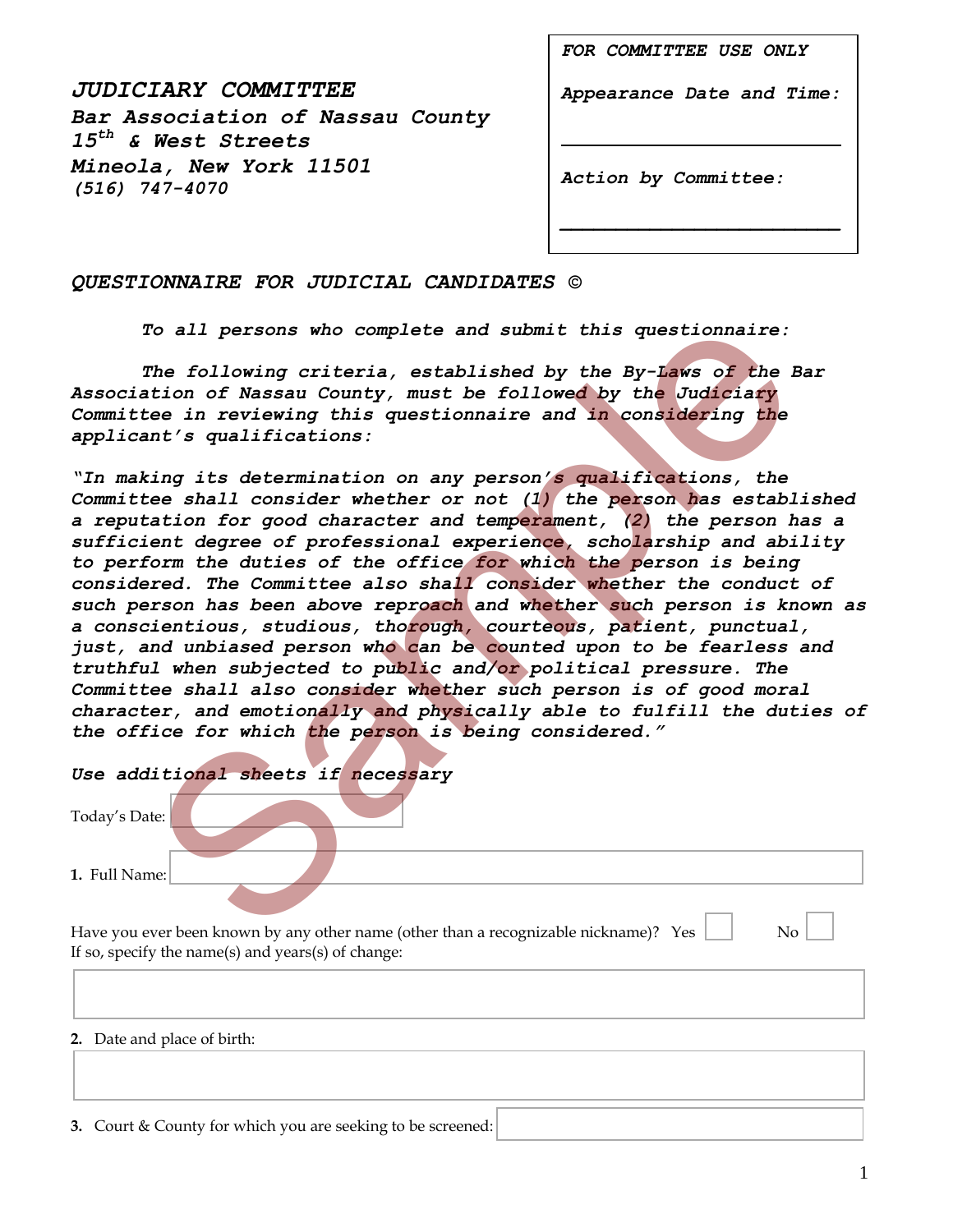**JUDICIARY COMMITTEE**
**Bar Association of Nassau County**
**15th & West Streets**
**Mineola, New York 11501**
**(516) 747-4070**

| FOR COMMITTEE USE ONLY |
|---|
| Appearance Date and Time: ______________________ |
| Action by Committee: ______________________ |

## QUESTIONNAIRE FOR JUDICIAL CANDIDATES ©

***To all persons who complete and submit this questionnaire:***

***The following criteria, established by the By-Laws of the Bar Association of Nassau County, must be followed by the Judiciary Committee in reviewing this questionnaire and in considering the applicant's qualifications:***

***"In making its determination on any person's qualifications, the Committee shall consider whether or not (1) the person has established a reputation for good character and temperament, (2) the person has a sufficient degree of professional experience, scholarship and ability to perform the duties of the office for which the person is being considered. The Committee also shall consider whether the conduct of such person has been above reproach and whether such person is known as a conscientious, studious, thorough, courteous, patient, punctual, just, and unbiased person who can be counted upon to be fearless and truthful when subjected to public and/or political pressure. The Committee shall also consider whether such person is of good moral character, and emotionally and physically able to fulfill the duties of the office for which the person is being considered."***

***Use additional sheets if necessary***

Today's Date: ______________________

**1.** Full Name: ______________________

Have you ever been known by any other name (other than a recognizable nickname)? Yes ☐ No ☐
If so, specify the name(s) and years(s) of change:

______________________

**2.** Date and place of birth:

______________________

**3.** Court & County for which you are seeking to be screened: ______________________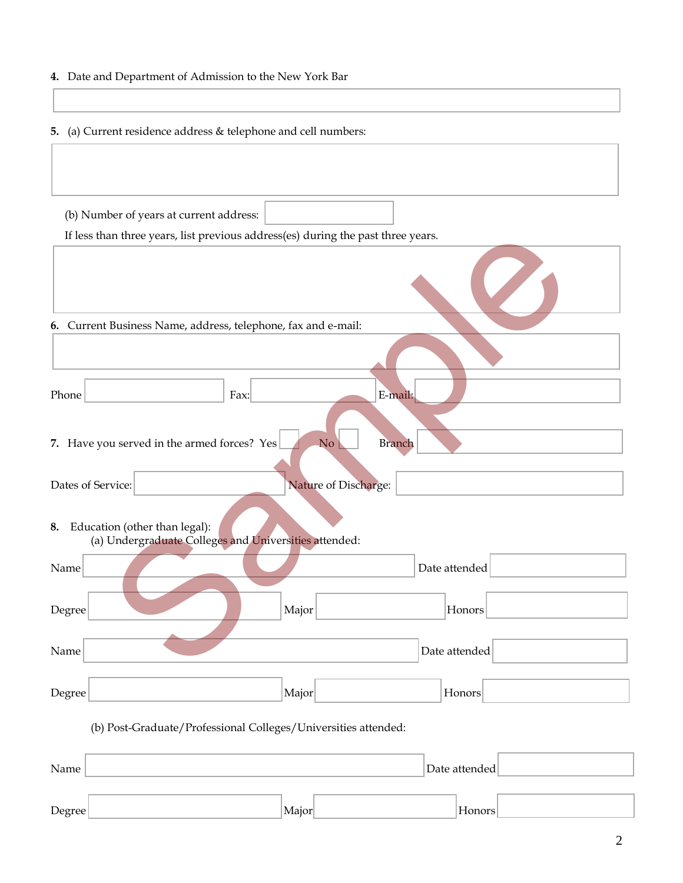**4.** Date and Department of Admission to the New York Bar

**5.** (a) Current residence address & telephone and cell numbers:

(b) Number of years at current address:

If less than three years, list previous address(es) during the past three years.

**6.** Current Business Name, address, telephone, fax and e-mail:

Phone Fax: E-mail:

**7.** Have you served in the armed forces? Yes No Branch

Dates of Service: Nature of Discharge:

**8.** Education (other than legal):

(a) Undergraduate Colleges and Universities attended:

Name Date attended

Degree Major Honors

Name Date attended

Degree Major Honors

(b) Post-Graduate/Professional Colleges/Universities attended:

Name Date attended

Degree Major Honors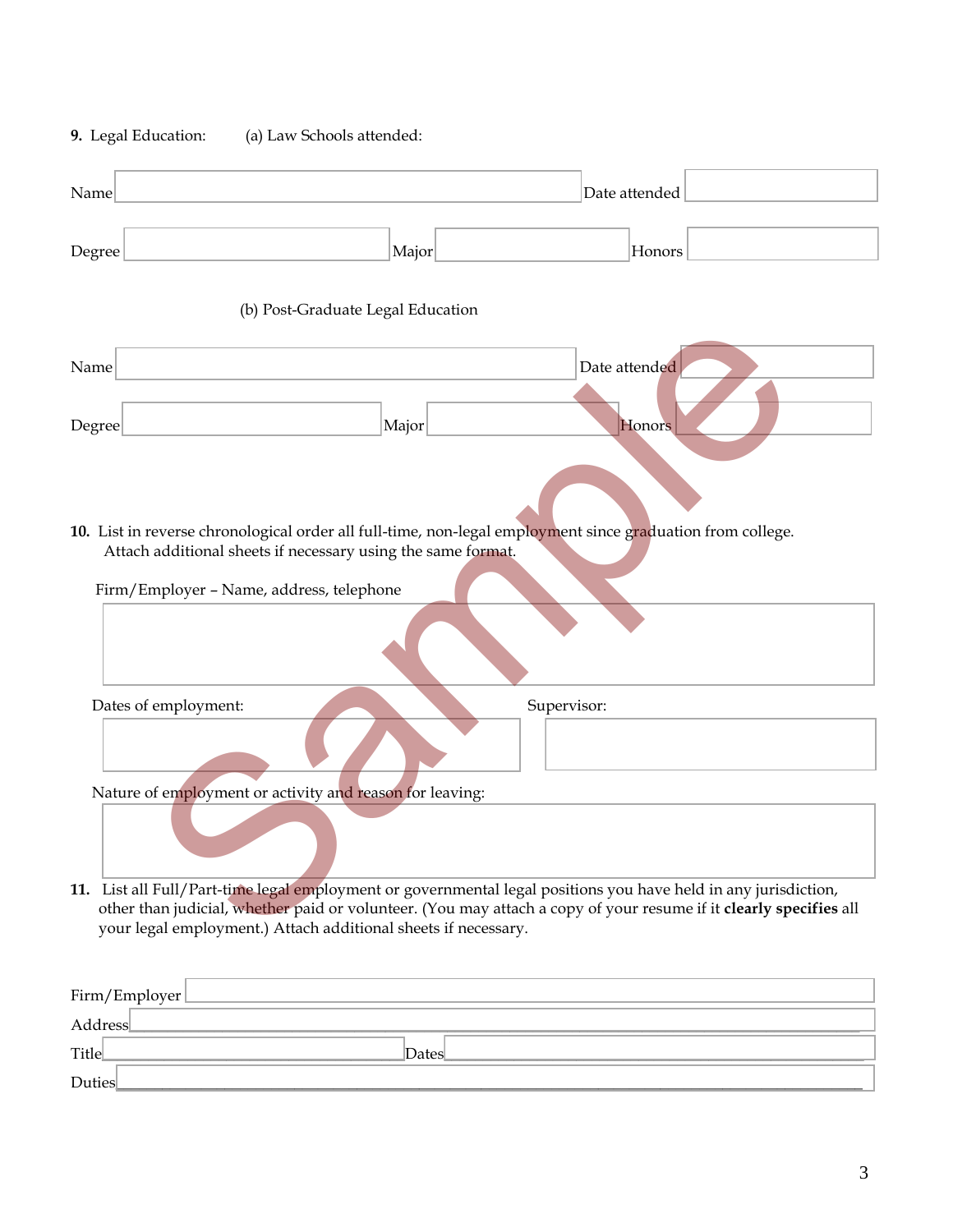**9.** Legal Education: (a) Law Schools attended:

Name ______________________ Date attended ______________

Degree ______________ Major ______________ Honors ______________

(b) Post-Graduate Legal Education

Name ______________________ Date attended ______________

Degree ______________ Major ______________ Honors ______________

**10.** List in reverse chronological order all full-time, non-legal employment since graduation from college. Attach additional sheets if necessary using the same format.

Firm/Employer – Name, address, telephone

______________________

Dates of employment: ______________ Supervisor: ______________

Nature of employment or activity and reason for leaving:

______________________

**11.** List all Full/Part-time legal employment or governmental legal positions you have held in any jurisdiction, other than judicial, whether paid or volunteer. (You may attach a copy of your resume if it **clearly specifies** all your legal employment.) Attach additional sheets if necessary.

Firm/Employer ______________________

Address ______________________

Title ______________ Dates ______________

Duties ______________________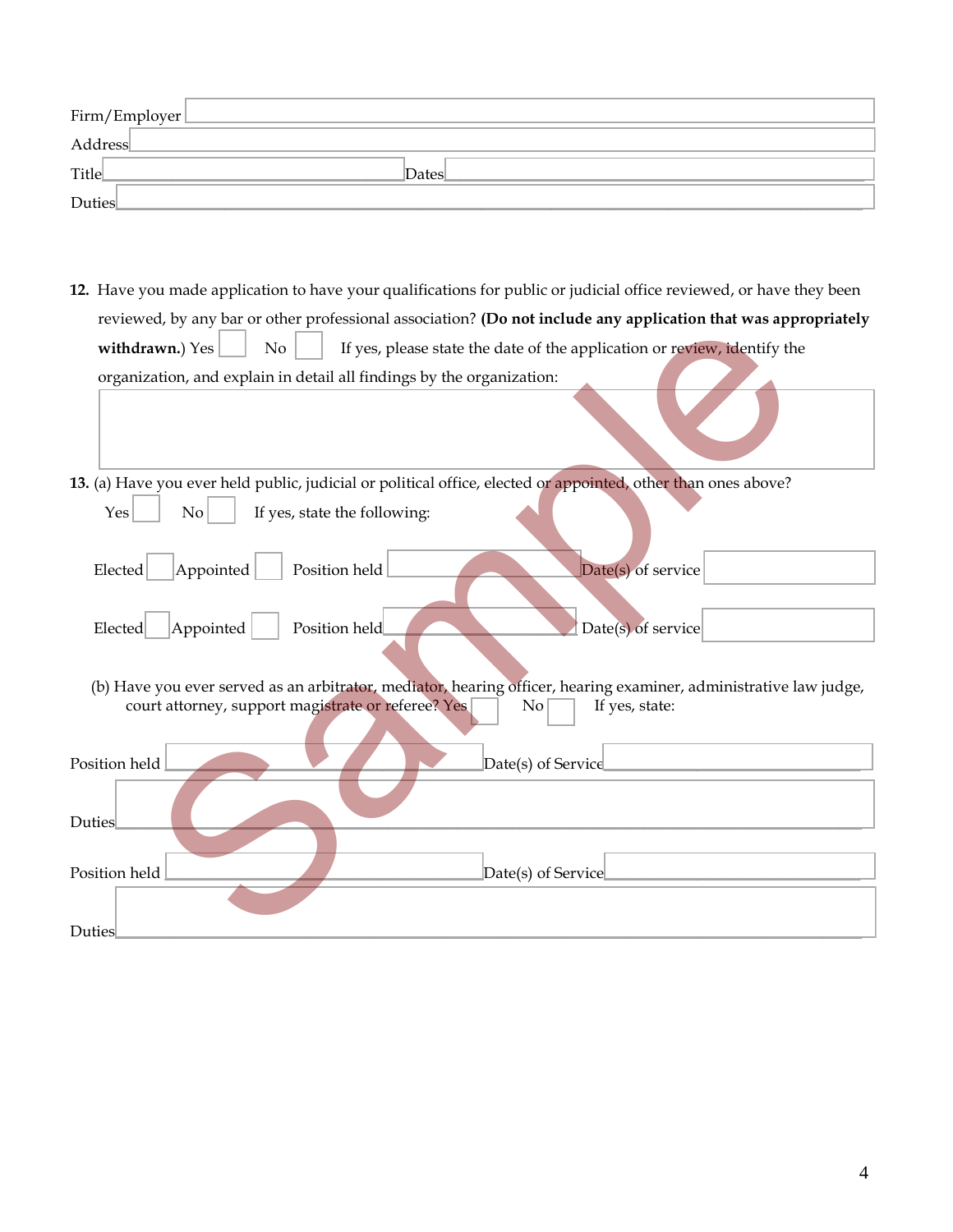Firm/Employer

Address

Title                                                    Dates

Duties

**12.** Have you made application to have your qualifications for public or judicial office reviewed, or have they been reviewed, by any bar or other professional association? **(Do not include any application that was appropriately withdrawn.)** Yes ☐ No ☐ If yes, please state the date of the application or review, identify the organization, and explain in detail all findings by the organization:

**13.** (a) Have you ever held public, judicial or political office, elected or appointed, other than ones above?

Yes ☐ No ☐ If yes, state the following:

Elected ☐ Appointed ☐ Position held                    Date(s) of service

Elected ☐ Appointed ☐ Position held                    Date(s) of service

(b) Have you ever served as an arbitrator, mediator, hearing officer, hearing examiner, administrative law judge, court attorney, support magistrate or referee? Yes ☐ No ☐ If yes, state:

Position held                    Date(s) of Service

Duties

Position held                    Date(s) of Service

Duties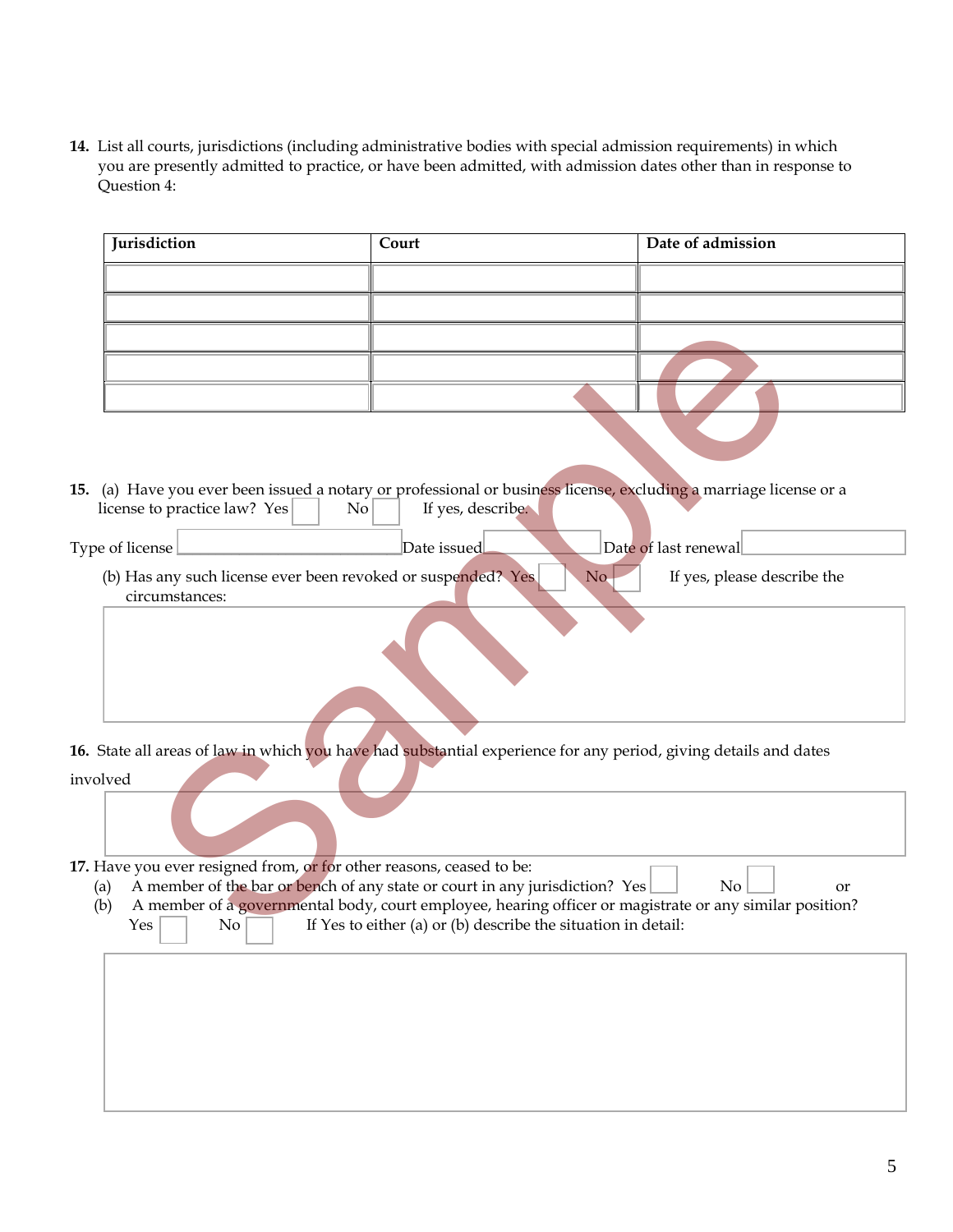**14.** List all courts, jurisdictions (including administrative bodies with special admission requirements) in which you are presently admitted to practice, or have been admitted, with admission dates other than in response to Question 4:

| Jurisdiction | Court | Date of admission |
|---|---|---|
| | | |
| | | |
| | | |
| | | |
| | | |

**15.** (a) Have you ever been issued a notary or professional or business license, excluding a marriage license or a license to practice law? Yes ☐ No ☐ If yes, describe.

Type of license ______ Date issued ______ Date of last renewal ______

(b) Has any such license ever been revoked or suspended? Yes ☐ No ☐ If yes, please describe the circumstances:

______

**16.** State all areas of law in which you have had substantial experience for any period, giving details and dates involved

______

**17.** Have you ever resigned from, or for other reasons, ceased to be:

(a) A member of the bar or bench of any state or court in any jurisdiction? Yes ☐ No ☐ or

(b) A member of a governmental body, court employee, hearing officer or magistrate or any similar position? Yes ☐ No ☐ If Yes to either (a) or (b) describe the situation in detail:

______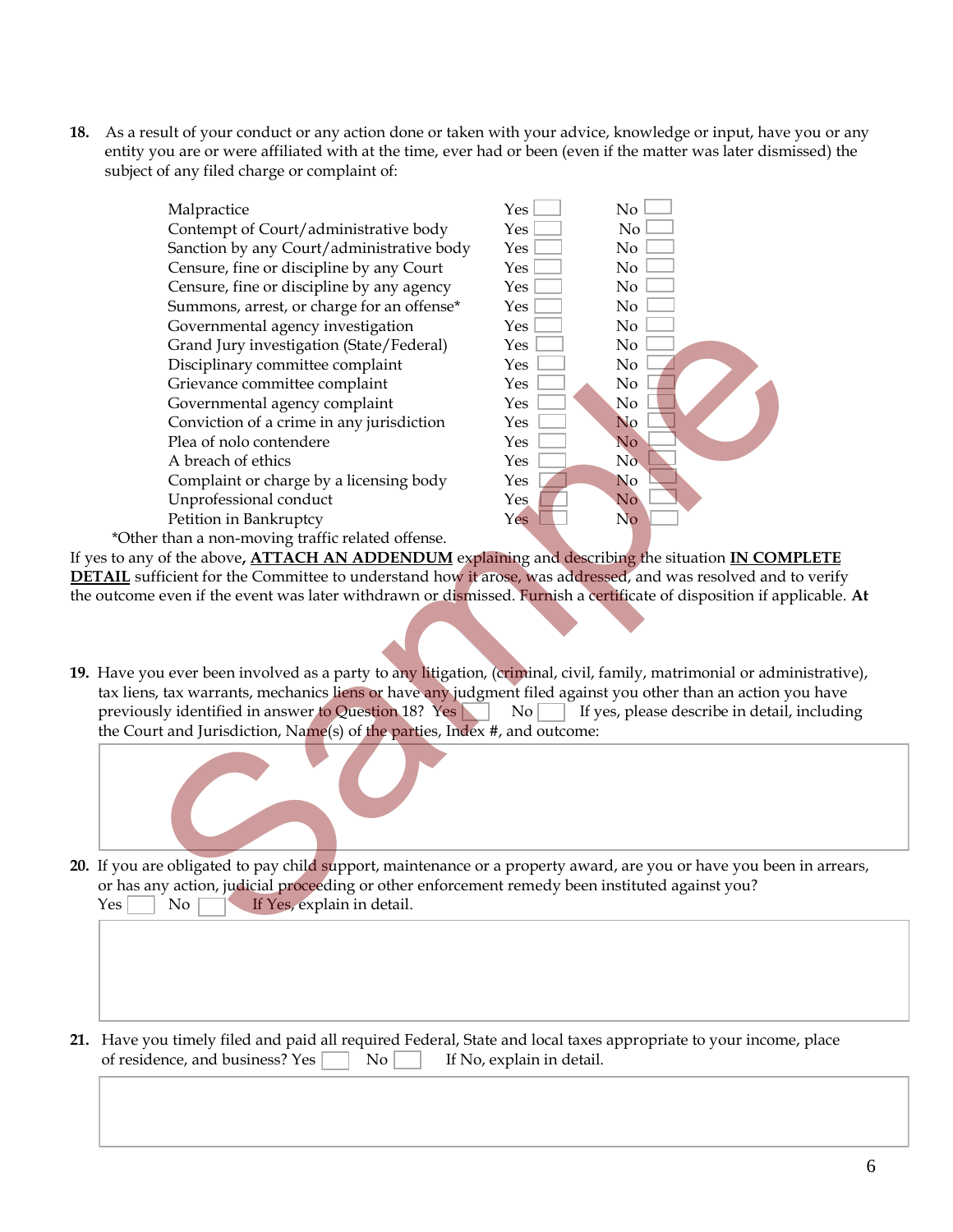**18.** As a result of your conduct or any action done or taken with your advice, knowledge or input, have you or any entity you are or were affiliated with at the time, ever had or been (even if the matter was later dismissed) the subject of any filed charge or complaint of:

| | | |
|---|---|---|
| Malpractice | Yes ☐ | No ☐ |
| Contempt of Court/administrative body | Yes ☐ | No ☐ |
| Sanction by any Court/administrative body | Yes ☐ | No ☐ |
| Censure, fine or discipline by any Court | Yes ☐ | No ☐ |
| Censure, fine or discipline by any agency | Yes ☐ | No ☐ |
| Summons, arrest, or charge for an offense* | Yes ☐ | No ☐ |
| Governmental agency investigation | Yes ☐ | No ☐ |
| Grand Jury investigation (State/Federal) | Yes ☐ | No ☐ |
| Disciplinary committee complaint | Yes ☐ | No ☐ |
| Grievance committee complaint | Yes ☐ | No ☐ |
| Governmental agency complaint | Yes ☐ | No ☐ |
| Conviction of a crime in any jurisdiction | Yes ☐ | No ☐ |
| Plea of nolo contendere | Yes ☐ | No ☐ |
| A breach of ethics | Yes ☐ | No ☐ |
| Complaint or charge by a licensing body | Yes ☐ | No ☐ |
| Unprofessional conduct | Yes ☐ | No ☐ |
| Petition in Bankruptcy | Yes ☐ | No ☐ |

*Other than a non-moving traffic related offense.

If yes to any of the above**, <u>ATTACH AN ADDENDUM</u>** explaining and describing the situation **<u>IN COMPLETE DETAIL</u>** sufficient for the Committee to understand how it arose, was addressed, and was resolved and to verify the outcome even if the event was later withdrawn or dismissed. Furnish a certificate of disposition if applicable. **At**

**19.** Have you ever been involved as a party to any litigation, (criminal, civil, family, matrimonial or administrative), tax liens, tax warrants, mechanics liens or have any judgment filed against you other than an action you have previously identified in answer to Question 18? Yes ☐ No ☐ If yes, please describe in detail, including the Court and Jurisdiction, Name(s) of the parties, Index #, and outcome:

**20.** If you are obligated to pay child support, maintenance or a property award, are you or have you been in arrears, or has any action, judicial proceeding or other enforcement remedy been instituted against you?
Yes ☐ No ☐ If Yes, explain in detail.

**21.** Have you timely filed and paid all required Federal, State and local taxes appropriate to your income, place of residence, and business? Yes ☐ No ☐ If No, explain in detail.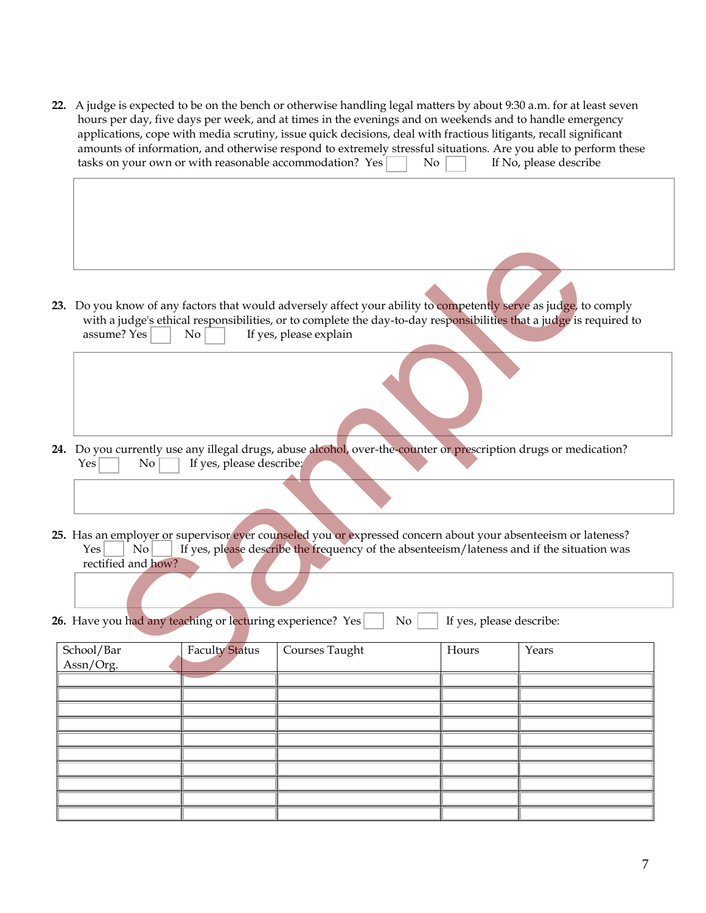**22.** A judge is expected to be on the bench or otherwise handling legal matters by about 9:30 a.m. for at least seven hours per day, five days per week, and at times in the evenings and on weekends and to handle emergency applications, cope with media scrutiny, issue quick decisions, deal with fractious litigants, recall significant amounts of information, and otherwise respond to extremely stressful situations. Are you able to perform these tasks on your own or with reasonable accommodation? Yes ☐ No ☐ If No, please describe

**23.** Do you know of any factors that would adversely affect your ability to competently serve as judge, to comply with a judge's ethical responsibilities, or to complete the day-to-day responsibilities that a judge is required to assume? Yes ☐ No ☐ If yes, please explain

**24.** Do you currently use any illegal drugs, abuse alcohol, over-the-counter or prescription drugs or medication? Yes ☐ No ☐ If yes, please describe:

**25.** Has an employer or supervisor ever counseled you or expressed concern about your absenteeism or lateness? Yes ☐ No ☐ If yes, please describe the frequency of the absenteeism/lateness and if the situation was rectified and how?

**26.** Have you had any teaching or lecturing experience? Yes ☐ No ☐ If yes, please describe:

| School/Bar Assn/Org. | Faculty Status | Courses Taught | Hours | Years |
|---|---|---|---|---|
| | | | | |
| | | | | |
| | | | | |
| | | | | |
| | | | | |
| | | | | |
| | | | | |
| | | | | |
| | | | | |
| | | | | |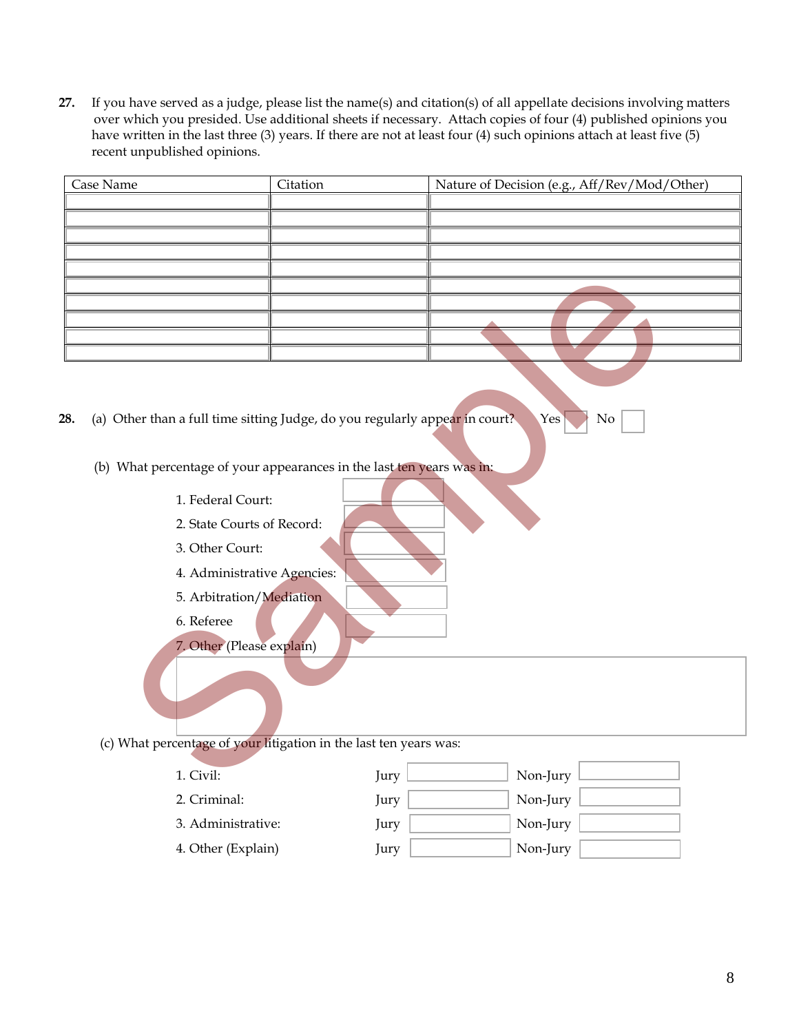27. If you have served as a judge, please list the name(s) and citation(s) of all appellate decisions involving matters over which you presided. Use additional sheets if necessary. Attach copies of four (4) published opinions you have written in the last three (3) years. If there are not at least four (4) such opinions attach at least five (5) recent unpublished opinions.

| Case Name | Citation | Nature of Decision (e.g., Aff/Rev/Mod/Other) |
|---|---|---|
| | | |
| | | |
| | | |
| | | |
| | | |
| | | |
| | | |
| | | |
| | | |
| | | |

28. (a) Other than a full time sitting Judge, do you regularly appear in court? Yes ☐ No ☐

(b) What percentage of your appearances in the last ten years was in:

1. Federal Court: ______
2. State Courts of Record: ______
3. Other Court: ______
4. Administrative Agencies: ______
5. Arbitration/Mediation ______
6. Referee ______
7. Other (Please explain)

______

(c) What percentage of your litigation in the last ten years was:

| | | | | |
|---|---|---|---|---|
| 1. Civil: | Jury | | Non-Jury | |
| 2. Criminal: | Jury | | Non-Jury | |
| 3. Administrative: | Jury | | Non-Jury | |
| 4. Other (Explain) | Jury | | Non-Jury | |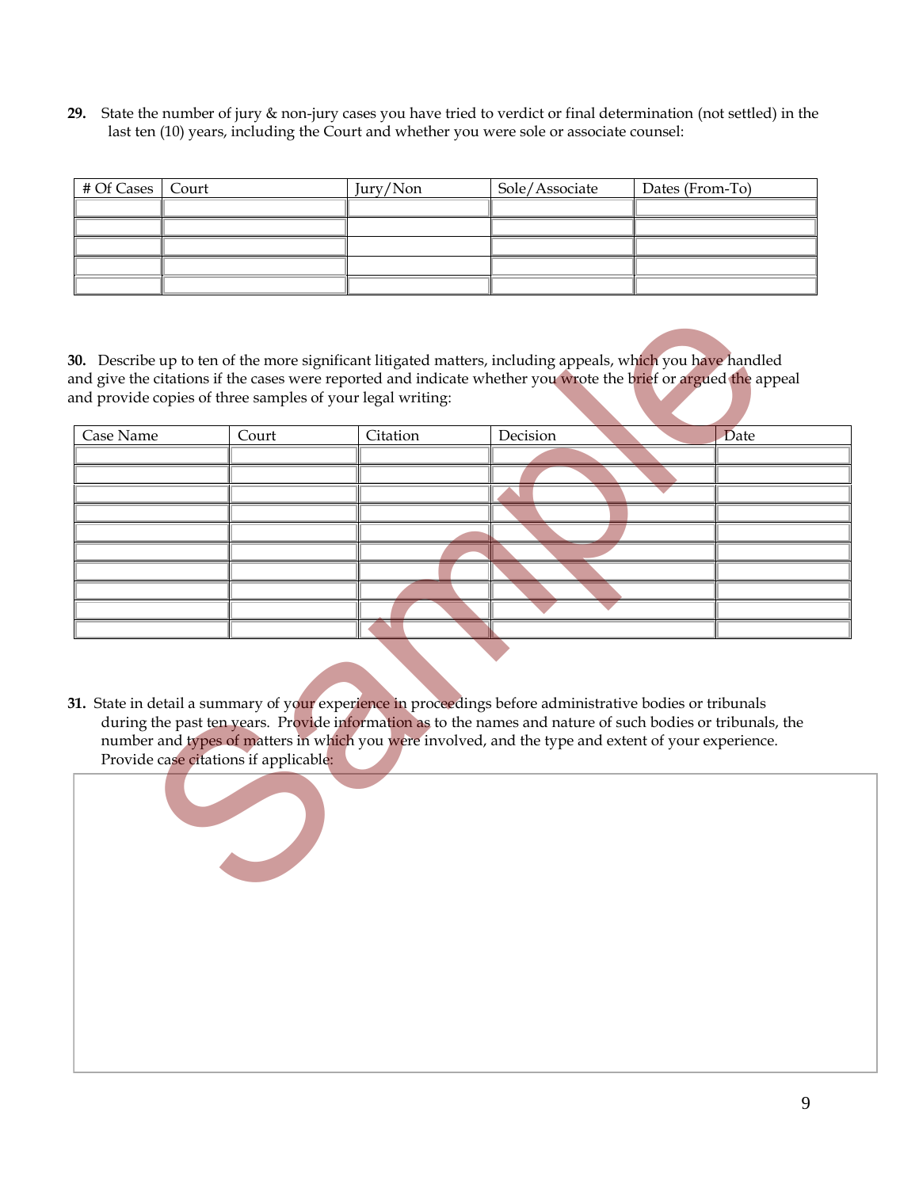**29.** State the number of jury & non-jury cases you have tried to verdict or final determination (not settled) in the last ten (10) years, including the Court and whether you were sole or associate counsel:

| # Of Cases | Court | Jury/Non | Sole/Associate | Dates (From-To) |
|---|---|---|---|---|
| | | | | |
| | | | | |
| | | | | |
| | | | | |
| | | | | |

**30.** Describe up to ten of the more significant litigated matters, including appeals, which you have handled and give the citations if the cases were reported and indicate whether you wrote the brief or argued the appeal and provide copies of three samples of your legal writing:

| Case Name | Court | Citation | Decision | Date |
|---|---|---|---|---|
| | | | | |
| | | | | |
| | | | | |
| | | | | |
| | | | | |
| | | | | |
| | | | | |
| | | | | |
| | | | | |
| | | | | |

**31.** State in detail a summary of your experience in proceedings before administrative bodies or tribunals during the past ten years. Provide information as to the names and nature of such bodies or tribunals, the number and types of matters in which you were involved, and the type and extent of your experience. Provide case citations if applicable:

Sample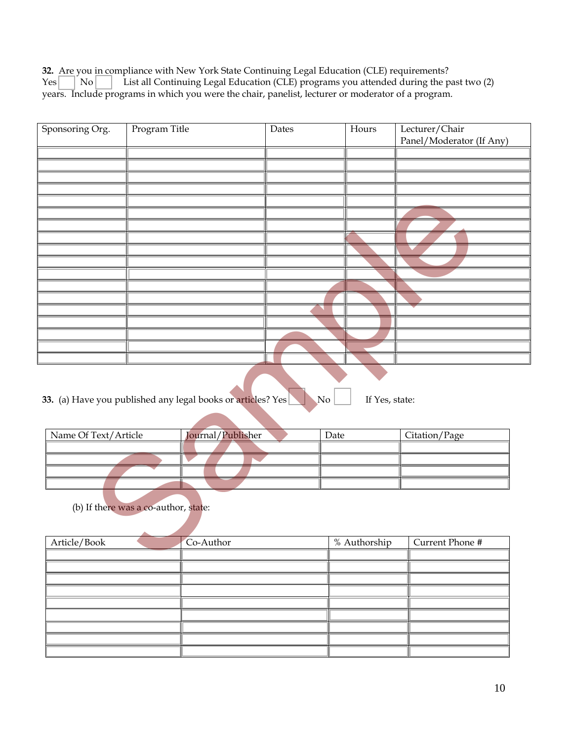**32.** Are you in compliance with New York State Continuing Legal Education (CLE) requirements?
Yes ☐ No ☐ List all Continuing Legal Education (CLE) programs you attended during the past two (2) years. Include programs in which you were the chair, panelist, lecturer or moderator of a program.

| Sponsoring Org. | Program Title | Dates | Hours | Lecturer/Chair Panel/Moderator (If Any) |
|---|---|---|---|---|
| | | | | |
| | | | | |
| | | | | |
| | | | | |
| | | | | |
| | | | | |
| | | | | |
| | | | | |
| | | | | |
| | | | | |
| | | | | |
| | | | | |
| | | | | |
| | | | | |
| | | | | |
| | | | | |
| | | | | |
| | | | | |

**33.** (a) Have you published any legal books or articles? Yes ☐ No ☐ If Yes, state:

| Name Of Text/Article | Journal/Publisher | Date | Citation/Page |
|---|---|---|---|
| | | | |
| | | | |
| | | | |
| | | | |

(b) If there was a co-author, state:

| Article/Book | Co-Author | % Authorship | Current Phone # |
|---|---|---|---|
| | | | |
| | | | |
| | | | |
| | | | |
| | | | |
| | | | |
| | | | |
| | | | |
| | | | |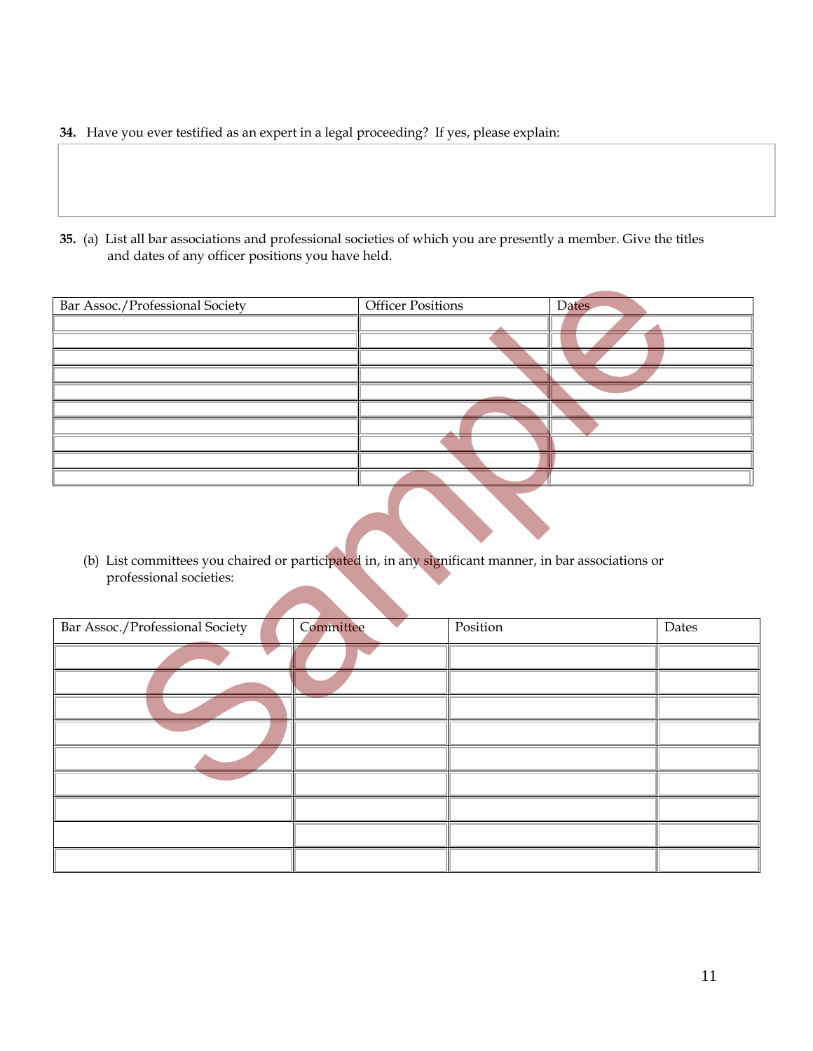**34.** Have you ever testified as an expert in a legal proceeding? If yes, please explain:

**35.** (a) List all bar associations and professional societies of which you are presently a member. Give the titles and dates of any officer positions you have held.

| Bar Assoc./Professional Society | Officer Positions | Dates |
|---|---|---|
| | | |
| | | |
| | | |
| | | |
| | | |
| | | |
| | | |
| | | |
| | | |
| | | |

(b) List committees you chaired or participated in, in any significant manner, in bar associations or professional societies:

| Bar Assoc./Professional Society | Committee | Position | Dates |
|---|---|---|---|
| | | | |
| | | | |
| | | | |
| | | | |
| | | | |
| | | | |
| | | | |
| | | | |
| | | | |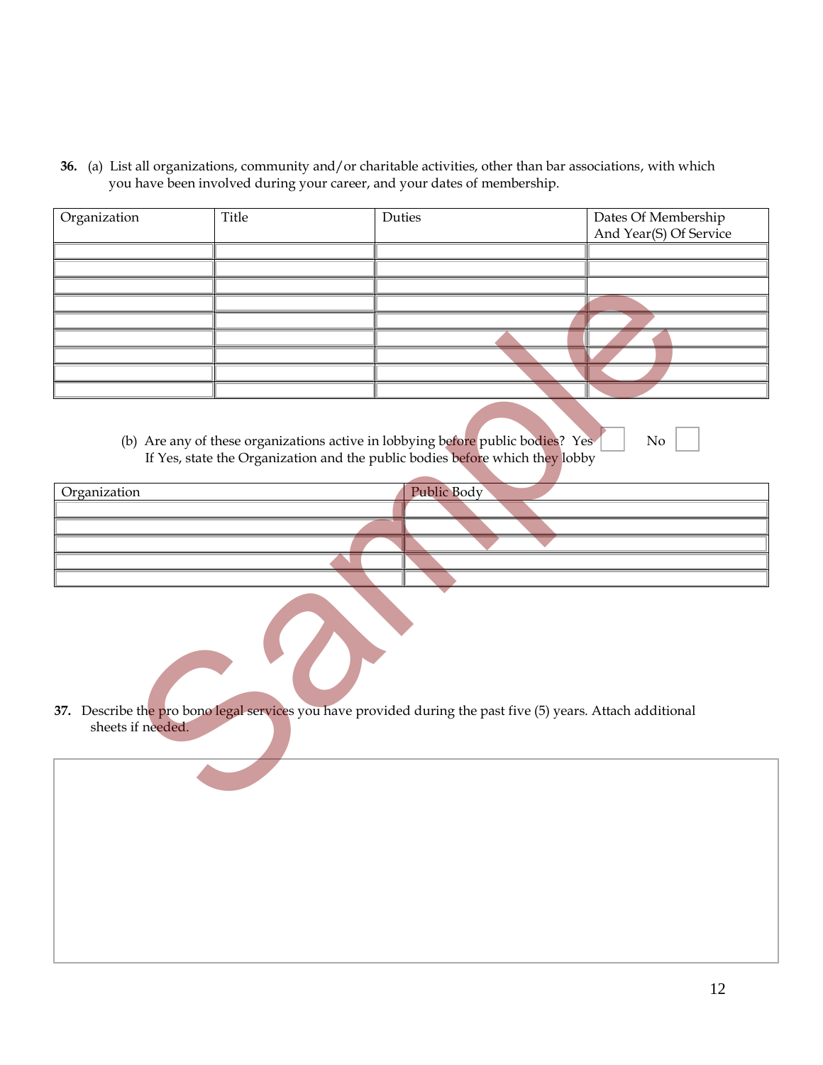**36.** (a) List all organizations, community and/or charitable activities, other than bar associations, with which you have been involved during your career, and your dates of membership.

| Organization | Title | Duties | Dates Of Membership And Year(S) Of Service |
|---|---|---|---|
| | | | |
| | | | |
| | | | |
| | | | |
| | | | |
| | | | |
| | | | |
| | | | |
| | | | |

(b) Are any of these organizations active in lobbying before public bodies? Yes ☐ No ☐
If Yes, state the Organization and the public bodies before which they lobby

| Organization | Public Body |
|---|---|
| | |
| | |
| | |
| | |
| | |

**37.** Describe the pro bono legal services you have provided during the past five (5) years. Attach additional sheets if needed.

| |
|---|
| |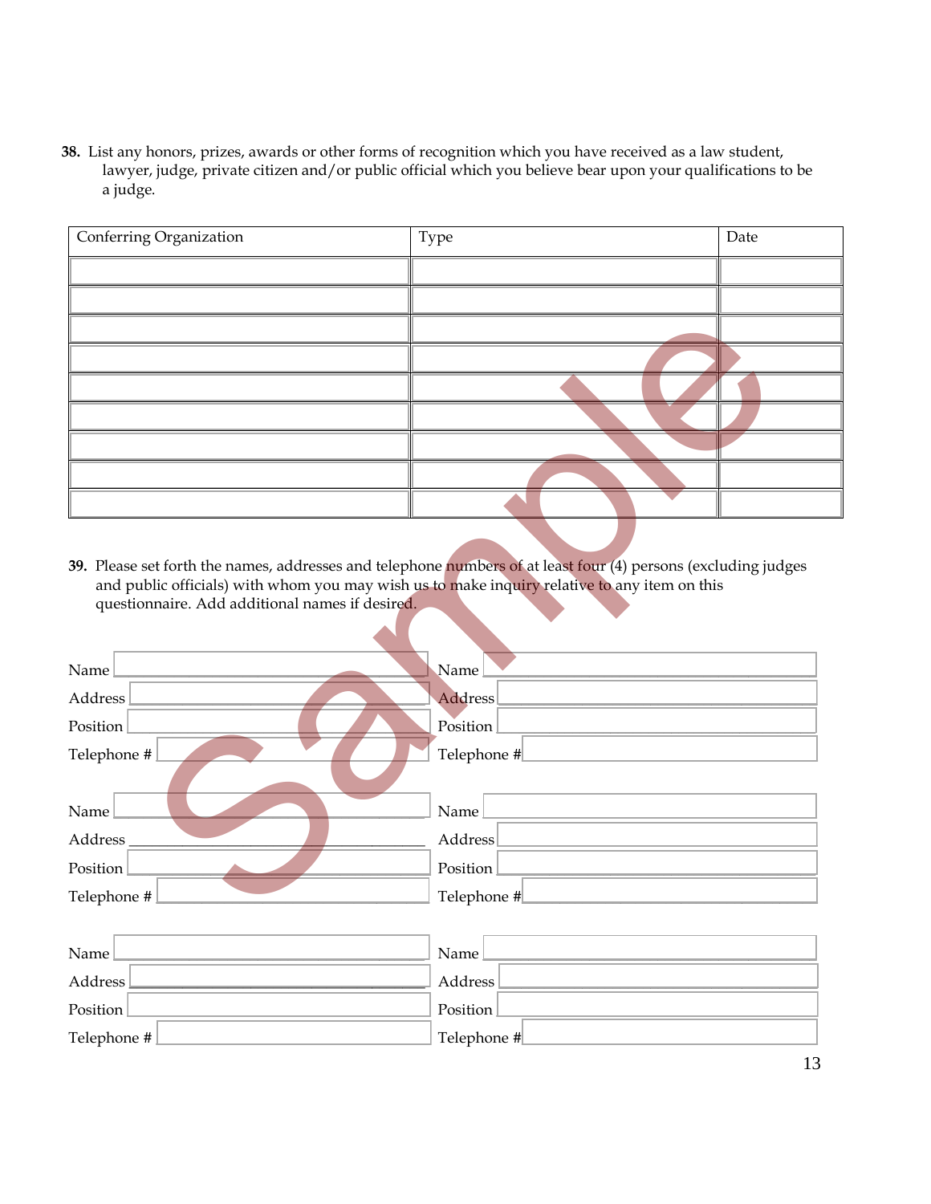**38.** List any honors, prizes, awards or other forms of recognition which you have received as a law student, lawyer, judge, private citizen and/or public official which you believe bear upon your qualifications to be a judge.

| Conferring Organization | Type | Date |
| --- | --- | --- |
| | | |
| | | |
| | | |
| | | |
| | | |
| | | |
| | | |
| | | |
| | | |

**39.** Please set forth the names, addresses and telephone numbers of at least four (4) persons (excluding judges and public officials) with whom you may wish us to make inquiry relative to any item on this questionnaire. Add additional names if desired.

Name

Address

Position

Telephone #

Name

Address

Position

Telephone #

Name

Address

Position

Telephone #

Name

Address

Position

Telephone #

Name

Address

Position

Telephone #

Name

Address

Position

Telephone #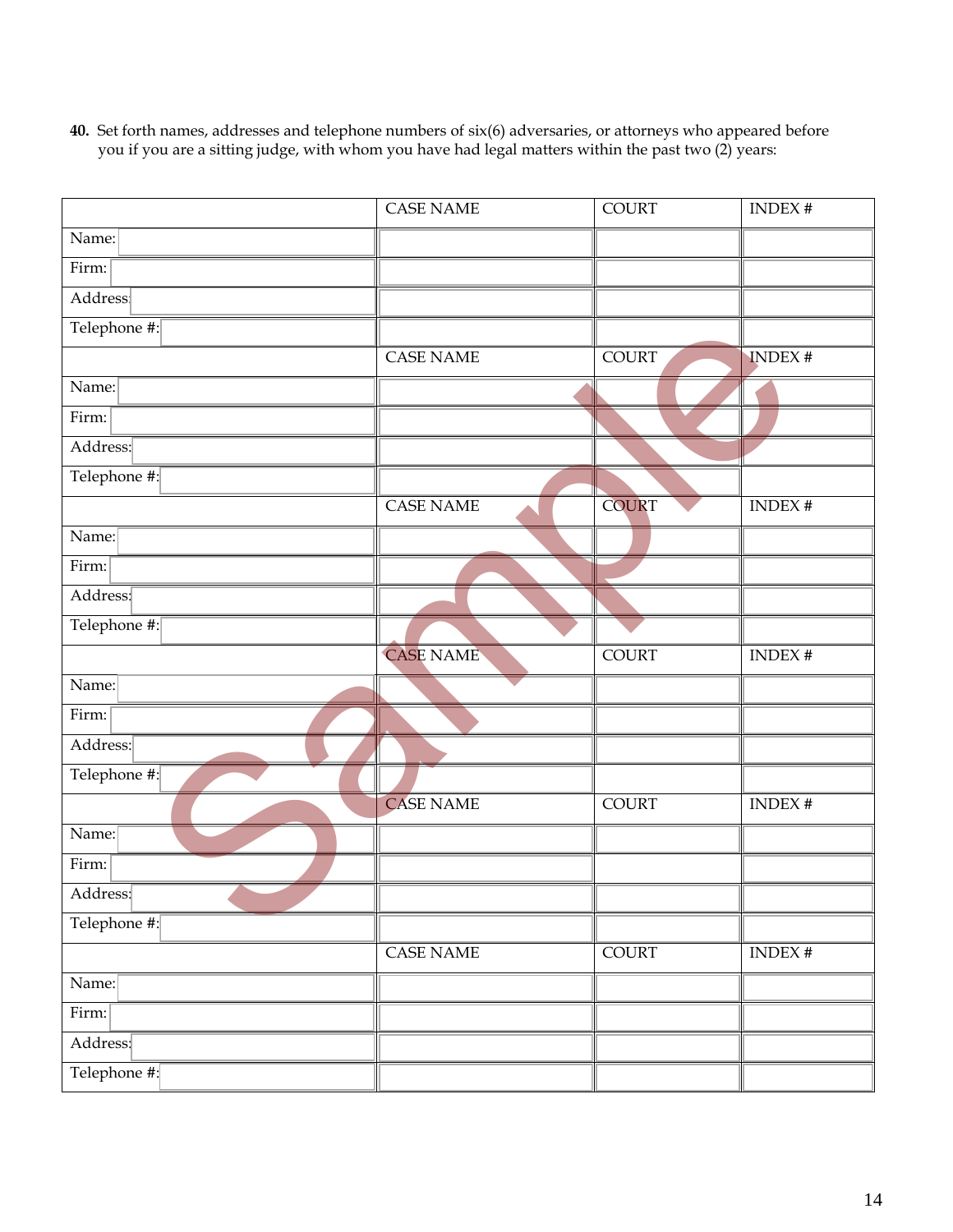**40.** Set forth names, addresses and telephone numbers of six(6) adversaries, or attorneys who appeared before you if you are a sitting judge, with whom you have had legal matters within the past two (2) years:

| | CASE NAME | COURT | INDEX # |
|---|---|---|---|
| Name: | | | |
| Firm: | | | |
| Address: | | | |
| Telephone #: | | | |
| | CASE NAME | COURT | INDEX # |
| Name: | | | |
| Firm: | | | |
| Address: | | | |
| Telephone #: | | | |
| | CASE NAME | COURT | INDEX # |
| Name: | | | |
| Firm: | | | |
| Address: | | | |
| Telephone #: | | | |
| | CASE NAME | COURT | INDEX # |
| Name: | | | |
| Firm: | | | |
| Address: | | | |
| Telephone #: | | | |
| | CASE NAME | COURT | INDEX # |
| Name: | | | |
| Firm: | | | |
| Address: | | | |
| Telephone #: | | | |
| | CASE NAME | COURT | INDEX # |
| Name: | | | |
| Firm: | | | |
| Address: | | | |
| Telephone #: | | | |

Sample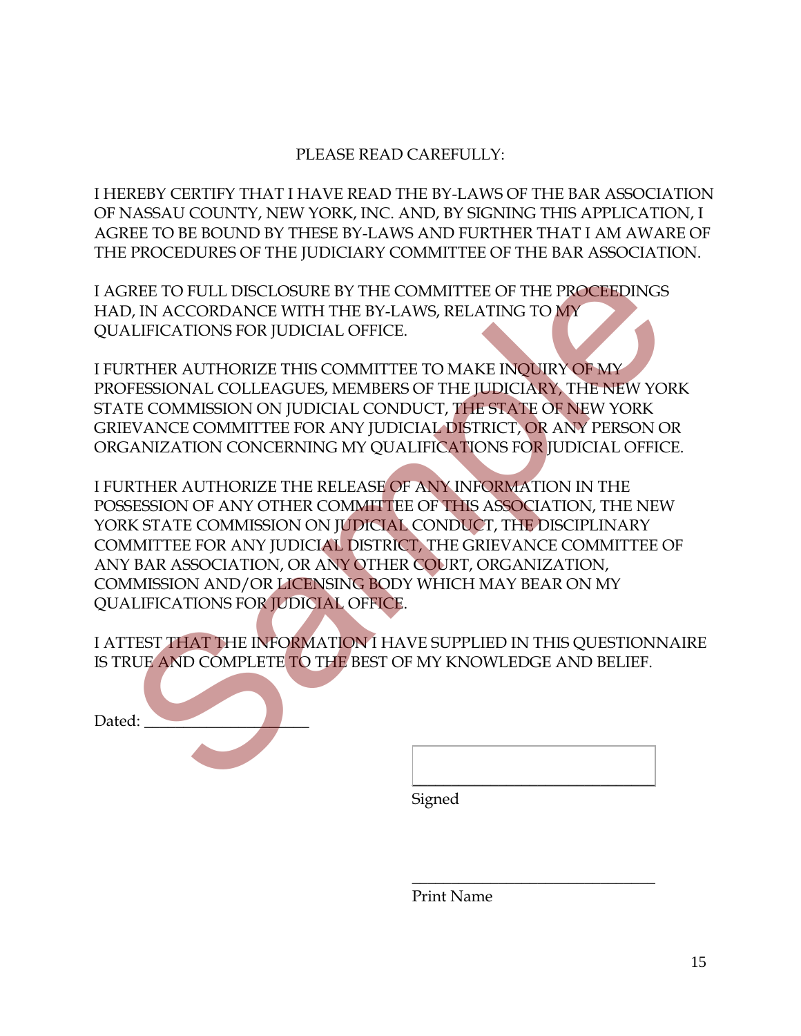PLEASE READ CAREFULLY:

I HEREBY CERTIFY THAT I HAVE READ THE BY-LAWS OF THE BAR ASSOCIATION OF NASSAU COUNTY, NEW YORK, INC. AND, BY SIGNING THIS APPLICATION, I AGREE TO BE BOUND BY THESE BY-LAWS AND FURTHER THAT I AM AWARE OF THE PROCEDURES OF THE JUDICIARY COMMITTEE OF THE BAR ASSOCIATION.

I AGREE TO FULL DISCLOSURE BY THE COMMITTEE OF THE PROCEEDINGS HAD, IN ACCORDANCE WITH THE BY-LAWS, RELATING TO MY QUALIFICATIONS FOR JUDICIAL OFFICE.

I FURTHER AUTHORIZE THIS COMMITTEE TO MAKE INQUIRY OF MY PROFESSIONAL COLLEAGUES, MEMBERS OF THE JUDICIARY, THE NEW YORK STATE COMMISSION ON JUDICIAL CONDUCT, THE STATE OF NEW YORK GRIEVANCE COMMITTEE FOR ANY JUDICIAL DISTRICT, OR ANY PERSON OR ORGANIZATION CONCERNING MY QUALIFICATIONS FOR JUDICIAL OFFICE.

I FURTHER AUTHORIZE THE RELEASE OF ANY INFORMATION IN THE POSSESSION OF ANY OTHER COMMITTEE OF THIS ASSOCIATION, THE NEW YORK STATE COMMISSION ON JUDICIAL CONDUCT, THE DISCIPLINARY COMMITTEE FOR ANY JUDICIAL DISTRICT, THE GRIEVANCE COMMITTEE OF ANY BAR ASSOCIATION, OR ANY OTHER COURT, ORGANIZATION, COMMISSION AND/OR LICENSING BODY WHICH MAY BEAR ON MY QUALIFICATIONS FOR JUDICIAL OFFICE.

I ATTEST THAT THE INFORMATION I HAVE SUPPLIED IN THIS QUESTIONNAIRE IS TRUE AND COMPLETE TO THE BEST OF MY KNOWLEDGE AND BELIEF.

Dated: ____________________

______________________________
Signed

______________________________
Print Name